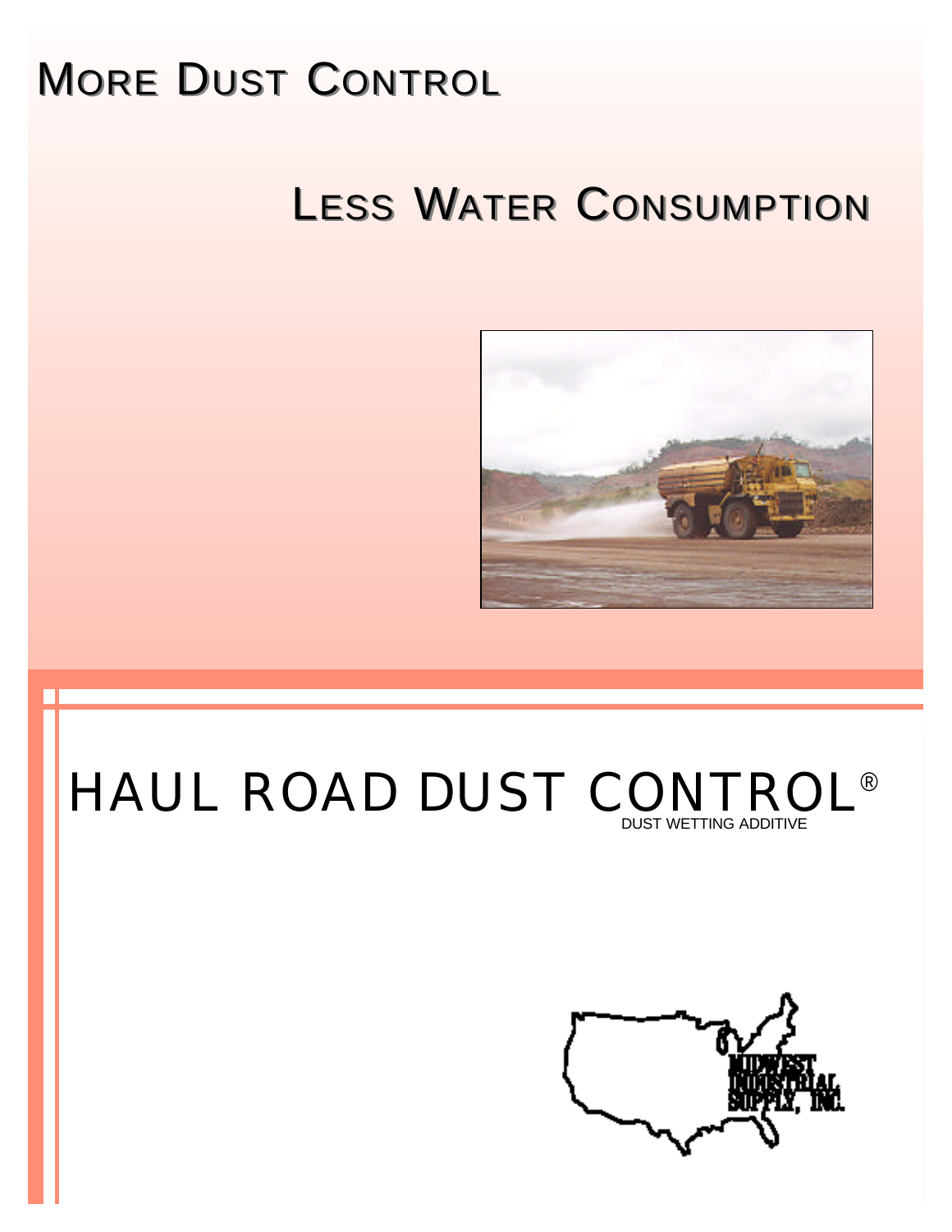# More Dust Control

# Less Water Consumption

# HAUL ROAD DUST CONTROL®

DUST WETTING ADDITIVE

MIDWEST INDUSTRIAL SUPPLY, INC.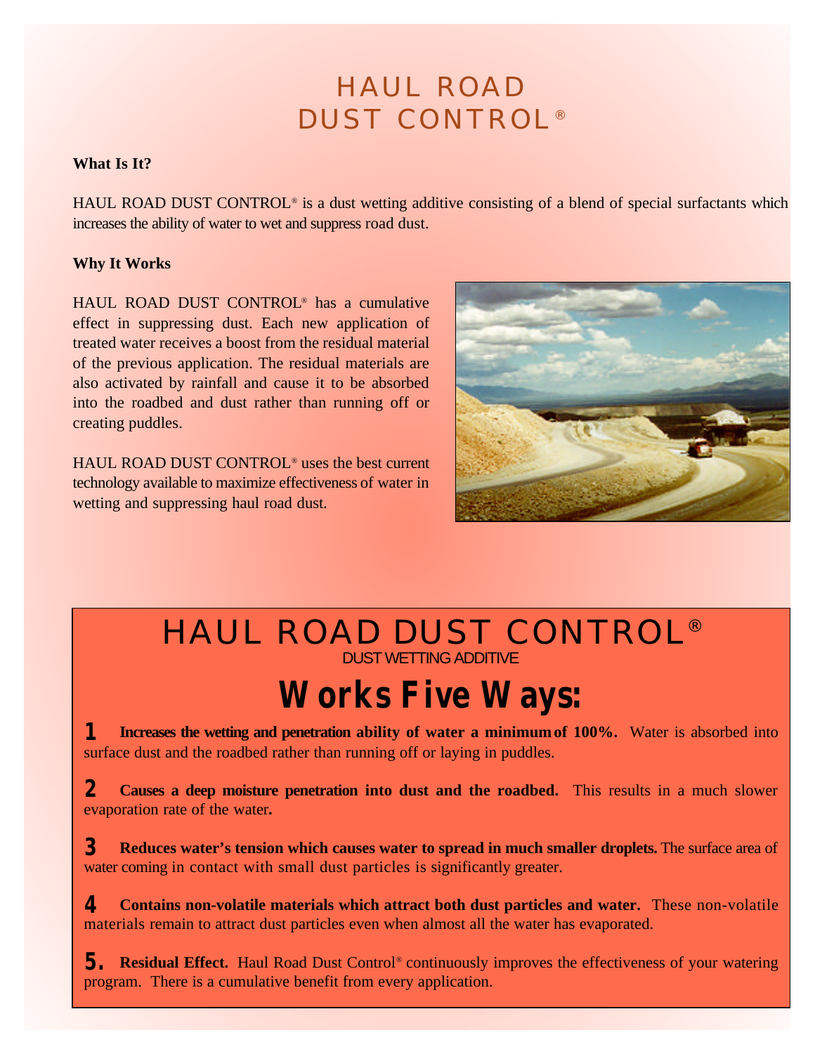# HAUL ROAD DUST CONTROL®

**What Is It?**

HAUL ROAD DUST CONTROL® is a dust wetting additive consisting of a blend of special surfactants which increases the ability of water to wet and suppress road dust.

**Why It Works**

HAUL ROAD DUST CONTROL® has a cumulative effect in suppressing dust. Each new application of treated water receives a boost from the residual material of the previous application. The residual materials are also activated by rainfall and cause it to be absorbed into the roadbed and dust rather than running off or creating puddles.

HAUL ROAD DUST CONTROL® uses the best current technology available to maximize effectiveness of water in wetting and suppressing haul road dust.

## HAUL ROAD DUST CONTROL®

DUST WETTING ADDITIVE

## Works Five Ways:

**1** **Increases the wetting and penetration ability of water a minimum of 100%.** Water is absorbed into surface dust and the roadbed rather than running off or laying in puddles.

**2** **Causes a deep moisture penetration into dust and the roadbed.** This results in a much slower evaporation rate of the water.

**3** **Reduces water's tension which causes water to spread in much smaller droplets.** The surface area of water coming in contact with small dust particles is significantly greater.

**4** **Contains non-volatile materials which attract both dust particles and water.** These non-volatile materials remain to attract dust particles even when almost all the water has evaporated.

**5.** **Residual Effect.** Haul Road Dust Control® continuously improves the effectiveness of your watering program. There is a cumulative benefit from every application.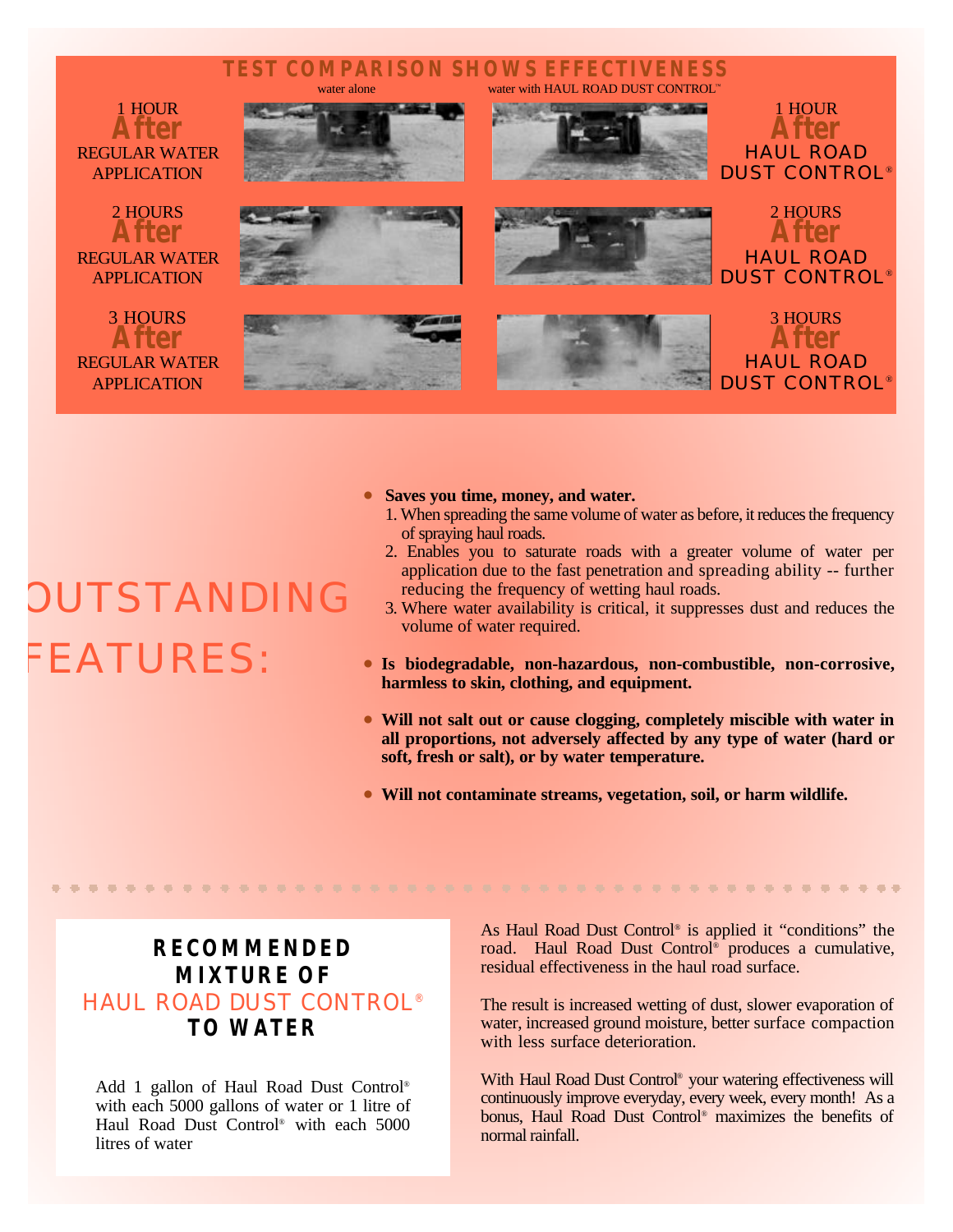## TEST COMPARISON SHOWS EFFECTIVENESS

| water alone | | water with HAUL ROAD DUST CONTROL™ | |
|---|---|---|---|
| 1 HOUR **After** REGULAR WATER APPLICATION | | | 1 HOUR **After** HAUL ROAD DUST CONTROL® |
| 2 HOURS **After** REGULAR WATER APPLICATION | | | 2 HOURS **After** HAUL ROAD DUST CONTROL® |
| 3 HOURS **After** REGULAR WATER APPLICATION | | | 3 HOURS **After** HAUL ROAD DUST CONTROL® |

## OUTSTANDING FEATURES:

- **Saves you time, money, and water.**
  1. When spreading the same volume of water as before, it reduces the frequency of spraying haul roads.
  2. Enables you to saturate roads with a greater volume of water per application due to the fast penetration and spreading ability -- further reducing the frequency of wetting haul roads.
  3. Where water availability is critical, it suppresses dust and reduces the volume of water required.
- **Is biodegradable, non-hazardous, non-combustible, non-corrosive, harmless to skin, clothing, and equipment.**
- **Will not salt out or cause clogging, completely miscible with water in all proportions, not adversely affected by any type of water (hard or soft, fresh or salt), or by water temperature.**
- **Will not contaminate streams, vegetation, soil, or harm wildlife.**

## RECOMMENDED MIXTURE OF HAUL ROAD DUST CONTROL® TO WATER

Add 1 gallon of Haul Road Dust Control® with each 5000 gallons of water or 1 litre of Haul Road Dust Control® with each 5000 litres of water

As Haul Road Dust Control® is applied it "conditions" the road. Haul Road Dust Control® produces a cumulative, residual effectiveness in the haul road surface.

The result is increased wetting of dust, slower evaporation of water, increased ground moisture, better surface compaction with less surface deterioration.

With Haul Road Dust Control® your watering effectiveness will continuously improve everyday, every week, every month! As a bonus, Haul Road Dust Control® maximizes the benefits of normal rainfall.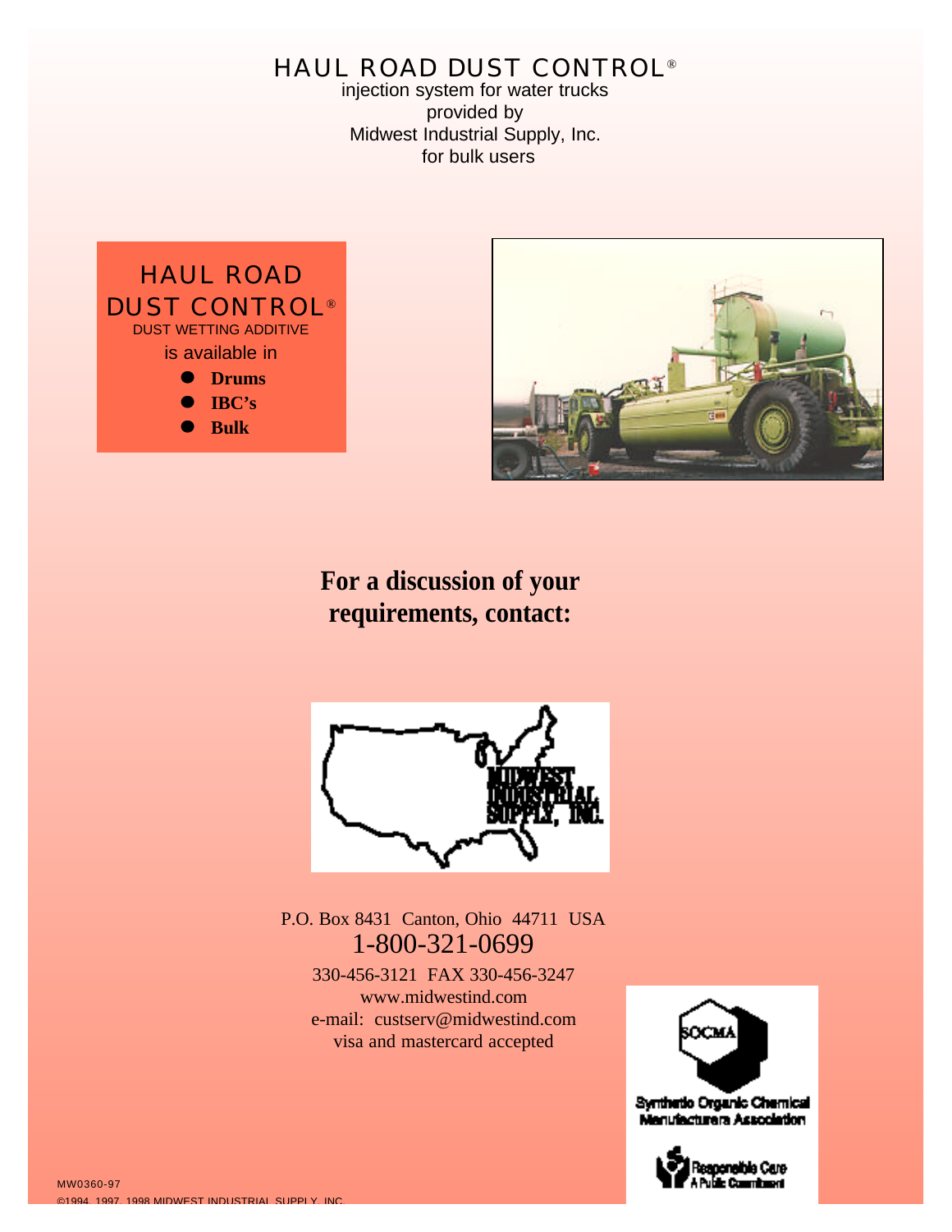# HAUL ROAD DUST CONTROL®

injection system for water trucks
provided by
Midwest Industrial Supply, Inc.
for bulk users

## HAUL ROAD DUST CONTROL®

DUST WETTING ADDITIVE
is available in

- **Drums**
- **IBC's**
- **Bulk**

**For a discussion of your requirements, contact:**

MIDWEST INDUSTRIAL SUPPLY, INC.

P.O. Box 8431 Canton, Ohio 44711 USA
1-800-321-0699
330-456-3121 FAX 330-456-3247
www.midwestind.com
e-mail: custserv@midwestind.com
visa and mastercard accepted

SOCMA
Synthetic Organic Chemical Manufacturers Association

Responsible Care
A Public Commitment

MW0360-97
©1994, 1997, 1998 MIDWEST INDUSTRIAL SUPPLY, INC.